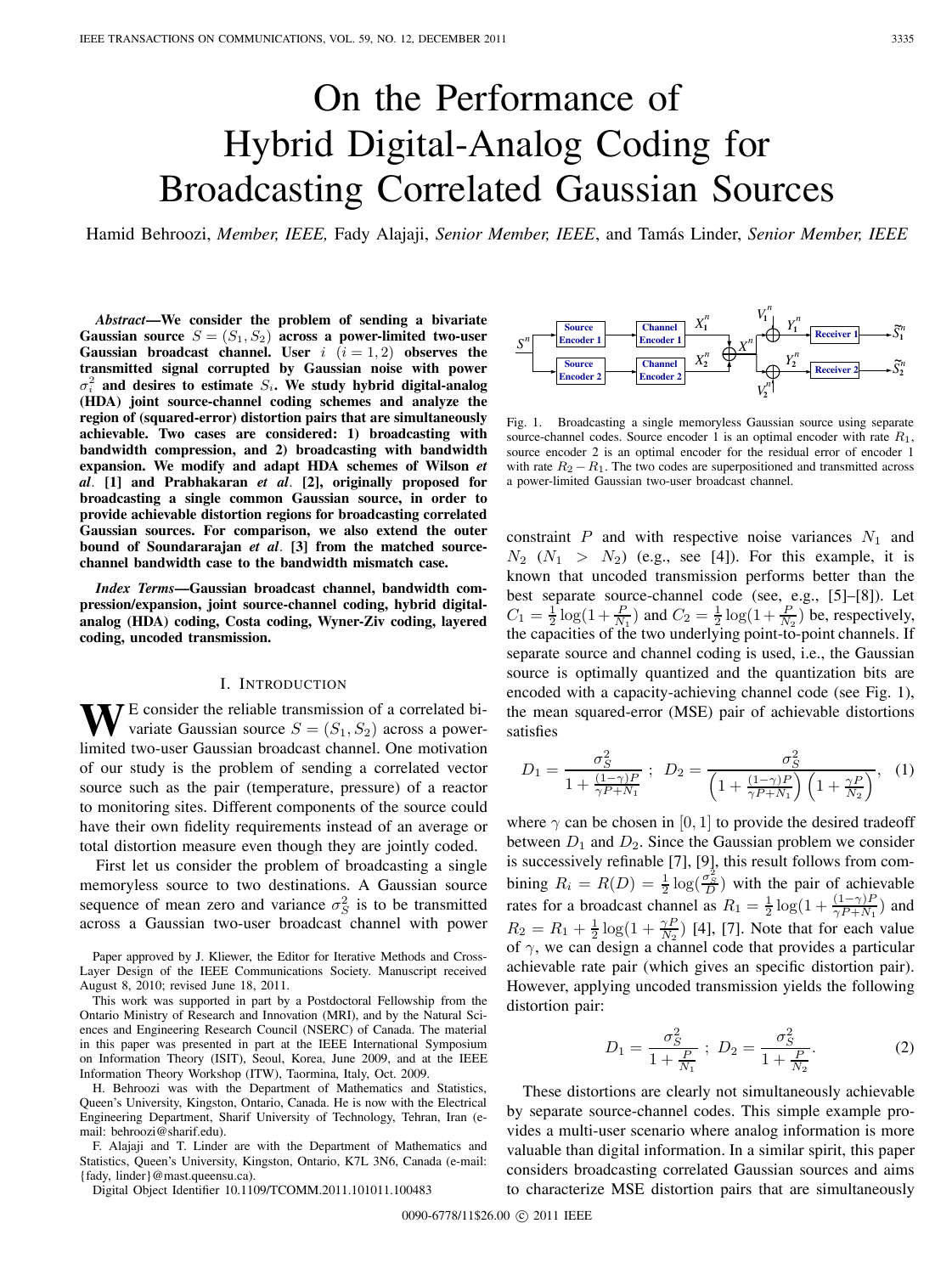# On the Performance of Hybrid Digital-Analog Coding for Broadcasting Correlated Gaussian Sources

Hamid Behroozi, *Member, IEEE,* Fady Alajaji, *Senior Member, IEEE*, and Tamás Linder, *Senior Member, IEEE*

***Abstract*—We consider the problem of sending a bivariate Gaussian source $S = (S_1, S_2)$ across a power-limited two-user Gaussian broadcast channel. User $i$ $(i = 1, 2)$ observes the transmitted signal corrupted by Gaussian noise with power $\sigma_i^2$ and desires to estimate $S_i$. We study hybrid digital-analog (HDA) joint source-channel coding schemes and analyze the region of (squared-error) distortion pairs that are simultaneously achievable. Two cases are considered: 1) broadcasting with bandwidth compression, and 2) broadcasting with bandwidth expansion. We modify and adapt HDA schemes of Wilson *et al*. [1] and Prabhakaran *et al*. [2], originally proposed for broadcasting a single common Gaussian source, in order to provide achievable distortion regions for broadcasting correlated Gaussian sources. For comparison, we also extend the outer bound of Soundararajan *et al*. [3] from the matched source-channel bandwidth case to the bandwidth mismatch case.**

***Index Terms*—Gaussian broadcast channel, bandwidth compression/expansion, joint source-channel coding, hybrid digital-analog (HDA) coding, Costa coding, Wyner-Ziv coding, layered coding, uncoded transmission.**

## I. Introduction

We consider the reliable transmission of a correlated bivariate Gaussian source $S = (S_1, S_2)$ across a power-limited two-user Gaussian broadcast channel. One motivation of our study is the problem of sending a correlated vector source such as the pair (temperature, pressure) of a reactor to monitoring sites. Different components of the source could have their own fidelity requirements instead of an average or total distortion measure even though they are jointly coded.

First let us consider the problem of broadcasting a single memoryless source to two destinations. A Gaussian source sequence of mean zero and variance $\sigma_S^2$ is to be transmitted across a Gaussian two-user broadcast channel with power constraint $P$ and with respective noise variances $N_1$ and $N_2$ $(N_1 > N_2)$ (e.g., see [4]). For this example, it is known that uncoded transmission performs better than the best separate source-channel code (see, e.g., [5]–[8]). Let $C_1 = \frac{1}{2}\log(1+\frac{P}{N_1})$ and $C_2 = \frac{1}{2}\log(1+\frac{P}{N_2})$ be, respectively, the capacities of the two underlying point-to-point channels. If separate source and channel coding is used, i.e., the Gaussian source is optimally quantized and the quantization bits are encoded with a capacity-achieving channel code (see Fig. 1), the mean squared-error (MSE) pair of achievable distortions satisfies

$$D_1 = \frac{\sigma_S^2}{1+\frac{(1-\gamma)P}{\gamma P + N_1}} \; ; \; D_2 = \frac{\sigma_S^2}{\left(1+\frac{(1-\gamma)P}{\gamma P+N_1}\right)\left(1+\frac{\gamma P}{N_2}\right)}, \quad (1)$$

where $\gamma$ can be chosen in $[0, 1]$ to provide the desired tradeoff between $D_1$ and $D_2$. Since the Gaussian problem we consider is successively refinable [7], [9], this result follows from combining $R_i = R(D) = \frac{1}{2}\log(\frac{\sigma_S^2}{D})$ with the pair of achievable rates for a broadcast channel as $R_1 = \frac{1}{2}\log(1+\frac{(1-\gamma)P}{\gamma P+N_1})$ and $R_2 = R_1 + \frac{1}{2}\log(1+\frac{\gamma P}{N_2})$ [4], [7]. Note that for each value of $\gamma$, we can design a channel code that provides a particular achievable rate pair (which gives an specific distortion pair). However, applying uncoded transmission yields the following distortion pair:

$$D_1 = \frac{\sigma_S^2}{1+\frac{P}{N_1}} \; ; \; D_2 = \frac{\sigma_S^2}{1+\frac{P}{N_2}}. \quad (2)$$

These distortions are clearly not simultaneously achievable by separate source-channel codes. This simple example provides a multi-user scenario where analog information is more valuable than digital information. In a similar spirit, this paper considers broadcasting correlated Gaussian sources and aims to characterize MSE distortion pairs that are simultaneously

Fig. 1. Broadcasting a single memoryless Gaussian source using separate source-channel codes. Source encoder 1 is an optimal encoder with rate $R_1$, source encoder 2 is an optimal encoder for the residual error of encoder 1 with rate $R_2 - R_1$. The two codes are superpositioned and transmitted across a power-limited Gaussian two-user broadcast channel.

Paper approved by J. Kliewer, the Editor for Iterative Methods and Cross-Layer Design of the IEEE Communications Society. Manuscript received August 8, 2010; revised June 18, 2011.

This work was supported in part by a Postdoctoral Fellowship from the Ontario Ministry of Research and Innovation (MRI), and by the Natural Sciences and Engineering Research Council (NSERC) of Canada. The material in this paper was presented in part at the IEEE International Symposium on Information Theory (ISIT), Seoul, Korea, June 2009, and at the IEEE Information Theory Workshop (ITW), Taormina, Italy, Oct. 2009.

H. Behroozi was with the Department of Mathematics and Statistics, Queen's University, Kingston, Ontario, Canada. He is now with the Electrical Engineering Department, Sharif University of Technology, Tehran, Iran (e-mail: behroozi@sharif.edu).

F. Alajaji and T. Linder are with the Department of Mathematics and Statistics, Queen's University, Kingston, Ontario, K7L 3N6, Canada (e-mail: {fady, linder}@mast.queensu.ca).

Digital Object Identifier 10.1109/TCOMM.2011.101011.100483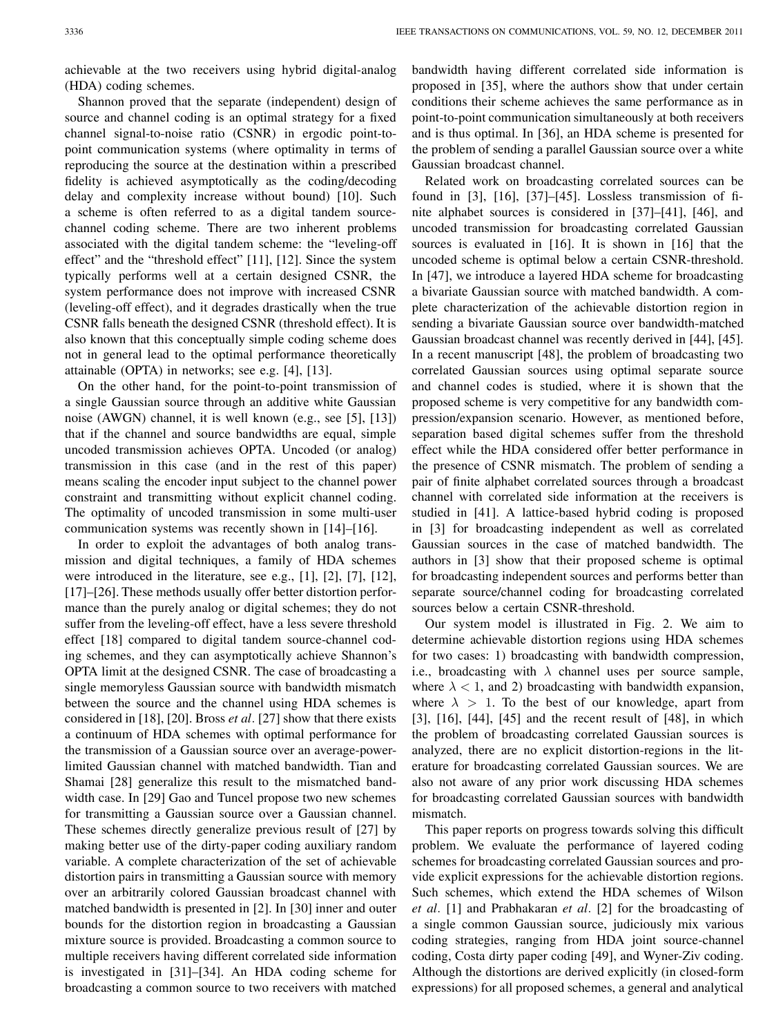achievable at the two receivers using hybrid digital-analog (HDA) coding schemes.

Shannon proved that the separate (independent) design of source and channel coding is an optimal strategy for a fixed channel signal-to-noise ratio (CSNR) in ergodic point-to-point communication systems (where optimality in terms of reproducing the source at the destination within a prescribed fidelity is achieved asymptotically as the coding/decoding delay and complexity increase without bound) [10]. Such a scheme is often referred to as a digital tandem source-channel coding scheme. There are two inherent problems associated with the digital tandem scheme: the "leveling-off effect" and the "threshold effect" [11], [12]. Since the system typically performs well at a certain designed CSNR, the system performance does not improve with increased CSNR (leveling-off effect), and it degrades drastically when the true CSNR falls beneath the designed CSNR (threshold effect). It is also known that this conceptually simple coding scheme does not in general lead to the optimal performance theoretically attainable (OPTA) in networks; see e.g. [4], [13].

On the other hand, for the point-to-point transmission of a single Gaussian source through an additive white Gaussian noise (AWGN) channel, it is well known (e.g., see [5], [13]) that if the channel and source bandwidths are equal, simple uncoded transmission achieves OPTA. Uncoded (or analog) transmission in this case (and in the rest of this paper) means scaling the encoder input subject to the channel power constraint and transmitting without explicit channel coding. The optimality of uncoded transmission in some multi-user communication systems was recently shown in [14]–[16].

In order to exploit the advantages of both analog transmission and digital techniques, a family of HDA schemes were introduced in the literature, see e.g., [1], [2], [7], [12], [17]–[26]. These methods usually offer better distortion performance than the purely analog or digital schemes; they do not suffer from the leveling-off effect, have a less severe threshold effect [18] compared to digital tandem source-channel coding schemes, and they can asymptotically achieve Shannon's OPTA limit at the designed CSNR. The case of broadcasting a single memoryless Gaussian source with bandwidth mismatch between the source and the channel using HDA schemes is considered in [18], [20]. Bross *et al*. [27] show that there exists a continuum of HDA schemes with optimal performance for the transmission of a Gaussian source over an average-power-limited Gaussian channel with matched bandwidth. Tian and Shamai [28] generalize this result to the mismatched bandwidth case. In [29] Gao and Tuncel propose two new schemes for transmitting a Gaussian source over a Gaussian channel. These schemes directly generalize previous result of [27] by making better use of the dirty-paper coding auxiliary random variable. A complete characterization of the set of achievable distortion pairs in transmitting a Gaussian source with memory over an arbitrarily colored Gaussian broadcast channel with matched bandwidth is presented in [2]. In [30] inner and outer bounds for the distortion region in broadcasting a Gaussian mixture source is provided. Broadcasting a common source to multiple receivers having different correlated side information is investigated in [31]–[34]. An HDA coding scheme for broadcasting a common source to two receivers with matched bandwidth having different correlated side information is proposed in [35], where the authors show that under certain conditions their scheme achieves the same performance as in point-to-point communication simultaneously at both receivers and is thus optimal. In [36], an HDA scheme is presented for the problem of sending a parallel Gaussian source over a white Gaussian broadcast channel.

Related work on broadcasting correlated sources can be found in [3], [16], [37]–[45]. Lossless transmission of finite alphabet sources is considered in [37]–[41], [46], and uncoded transmission for broadcasting correlated Gaussian sources is evaluated in [16]. It is shown in [16] that the uncoded scheme is optimal below a certain CSNR-threshold. In [47], we introduce a layered HDA scheme for broadcasting a bivariate Gaussian source with matched bandwidth. A complete characterization of the achievable distortion region in sending a bivariate Gaussian source over bandwidth-matched Gaussian broadcast channel was recently derived in [44], [45]. In a recent manuscript [48], the problem of broadcasting two correlated Gaussian sources using optimal separate source and channel codes is studied, where it is shown that the proposed scheme is very competitive for any bandwidth compression/expansion scenario. However, as mentioned before, separation based digital schemes suffer from the threshold effect while the HDA considered offer better performance in the presence of CSNR mismatch. The problem of sending a pair of finite alphabet correlated sources through a broadcast channel with correlated side information at the receivers is studied in [41]. A lattice-based hybrid coding is proposed in [3] for broadcasting independent as well as correlated Gaussian sources in the case of matched bandwidth. The authors in [3] show that their proposed scheme is optimal for broadcasting independent sources and performs better than separate source/channel coding for broadcasting correlated sources below a certain CSNR-threshold.

Our system model is illustrated in Fig. 2. We aim to determine achievable distortion regions using HDA schemes for two cases: 1) broadcasting with bandwidth compression, i.e., broadcasting with $\lambda$ channel uses per source sample, where $\lambda < 1$, and 2) broadcasting with bandwidth expansion, where $\lambda > 1$. To the best of our knowledge, apart from [3], [16], [44], [45] and the recent result of [48], in which the problem of broadcasting correlated Gaussian sources is analyzed, there are no explicit distortion-regions in the literature for broadcasting correlated Gaussian sources. We are also not aware of any prior work discussing HDA schemes for broadcasting correlated Gaussian sources with bandwidth mismatch.

This paper reports on progress towards solving this difficult problem. We evaluate the performance of layered coding schemes for broadcasting correlated Gaussian sources and provide explicit expressions for the achievable distortion regions. Such schemes, which extend the HDA schemes of Wilson *et al*. [1] and Prabhakaran *et al*. [2] for the broadcasting of a single common Gaussian source, judiciously mix various coding strategies, ranging from HDA joint source-channel coding, Costa dirty paper coding [49], and Wyner-Ziv coding. Although the distortions are derived explicitly (in closed-form expressions) for all proposed schemes, a general and analytical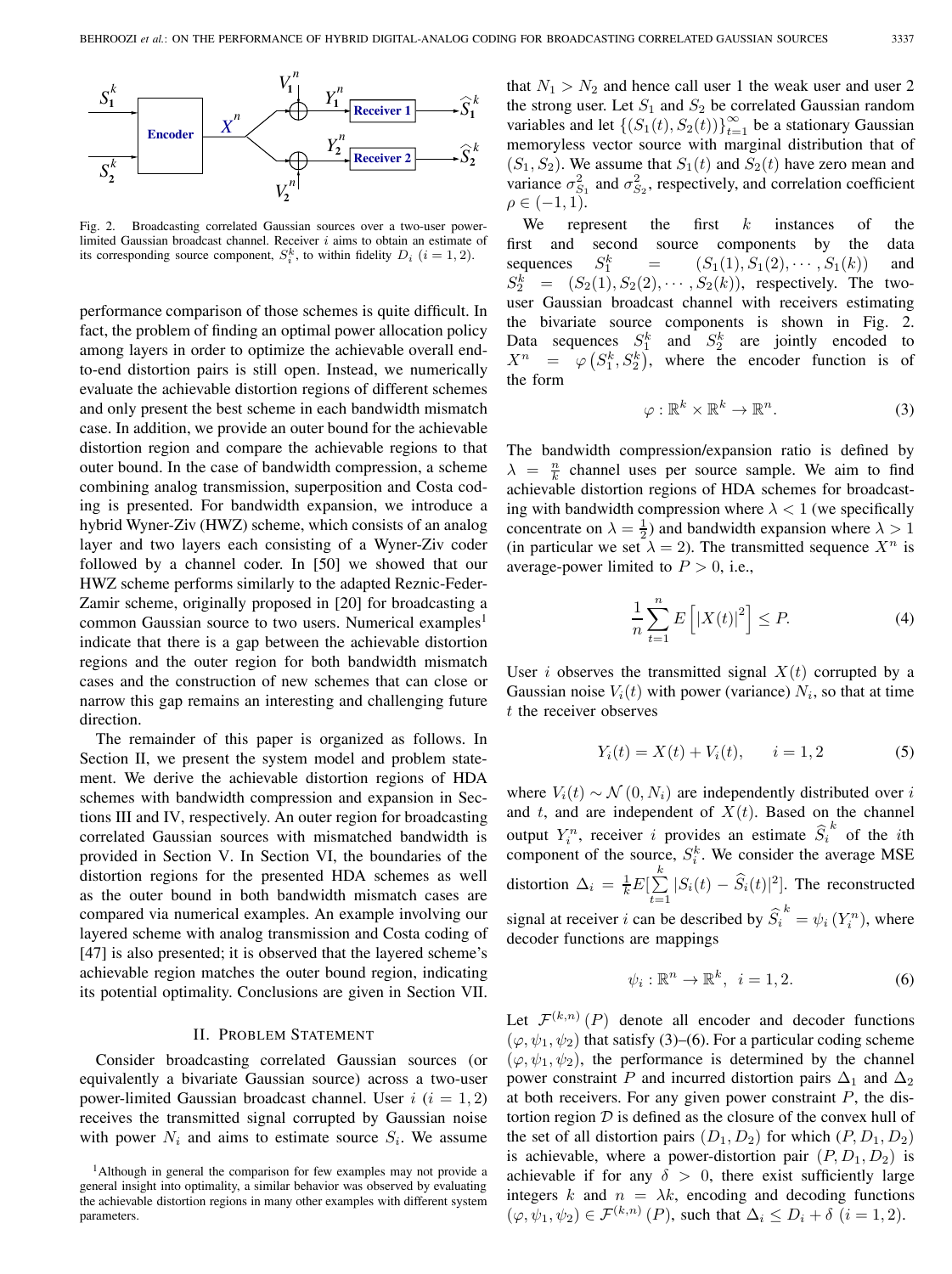Fig. 2. Broadcasting correlated Gaussian sources over a two-user power-limited Gaussian broadcast channel. Receiver $i$ aims to obtain an estimate of its corresponding source component, $S_i^k$, to within fidelity $D_i$ ($i = 1, 2$).

performance comparison of those schemes is quite difficult. In fact, the problem of finding an optimal power allocation policy among layers in order to optimize the achievable overall end-to-end distortion pairs is still open. Instead, we numerically evaluate the achievable distortion regions of different schemes and only present the best scheme in each bandwidth mismatch case. In addition, we provide an outer bound for the achievable distortion region and compare the achievable regions to that outer bound. In the case of bandwidth compression, a scheme combining analog transmission, superposition and Costa coding is presented. For bandwidth expansion, we introduce a hybrid Wyner-Ziv (HWZ) scheme, which consists of an analog layer and two layers each consisting of a Wyner-Ziv coder followed by a channel coder. In [50] we showed that our HWZ scheme performs similarly to the adapted Reznic-Feder-Zamir scheme, originally proposed in [20] for broadcasting a common Gaussian source to two users. Numerical examples[1] indicate that there is a gap between the achievable distortion regions and the outer region for both bandwidth mismatch cases and the construction of new schemes that can close or narrow this gap remains an interesting and challenging future direction.

The remainder of this paper is organized as follows. In Section II, we present the system model and problem statement. We derive the achievable distortion regions of HDA schemes with bandwidth compression and expansion in Sections III and IV, respectively. An outer region for broadcasting correlated Gaussian sources with mismatched bandwidth is provided in Section V. In Section VI, the boundaries of the distortion regions for the presented HDA schemes as well as the outer bound in both bandwidth mismatch cases are compared via numerical examples. An example involving our layered scheme with analog transmission and Costa coding of [47] is also presented; it is observed that the layered scheme's achievable region matches the outer bound region, indicating its potential optimality. Conclusions are given in Section VII.

## II. Problem Statement

Consider broadcasting correlated Gaussian sources (or equivalently a bivariate Gaussian source) across a two-user power-limited Gaussian broadcast channel. User $i$ ($i = 1, 2$) receives the transmitted signal corrupted by Gaussian noise with power $N_i$ and aims to estimate source $S_i$. We assume that $N_1 > N_2$ and hence call user 1 the weak user and user 2 the strong user. Let $S_1$ and $S_2$ be correlated Gaussian random variables and let $\{(S_1(t), S_2(t))\}_{t=1}^{\infty}$ be a stationary Gaussian memoryless vector source with marginal distribution that of $(S_1, S_2)$. We assume that $S_1(t)$ and $S_2(t)$ have zero mean and variance $\sigma_{S_1}^2$ and $\sigma_{S_2}^2$, respectively, and correlation coefficient $\rho \in (-1, 1)$.

We represent the first $k$ instances of the first and second source components by the data sequences $S_1^k = (S_1(1), S_1(2), \cdots, S_1(k))$ and $S_2^k = (S_2(1), S_2(2), \cdots, S_2(k))$, respectively. The two-user Gaussian broadcast channel with receivers estimating the bivariate source components is shown in Fig. 2. Data sequences $S_1^k$ and $S_2^k$ are jointly encoded to $X^n = \varphi\left(S_1^k, S_2^k\right)$, where the encoder function is of the form

$$\varphi : \mathbb{R}^k \times \mathbb{R}^k \rightarrow \mathbb{R}^n. \tag{3}$$

The bandwidth compression/expansion ratio is defined by $\lambda = \frac{n}{k}$ channel uses per source sample. We aim to find achievable distortion regions of HDA schemes for broadcasting with bandwidth compression where $\lambda < 1$ (we specifically concentrate on $\lambda = \frac{1}{2}$) and bandwidth expansion where $\lambda > 1$ (in particular we set $\lambda = 2$). The transmitted sequence $X^n$ is average-power limited to $P > 0$, i.e.,

$$\frac{1}{n}\sum_{t=1}^{n} E\left[|X(t)|^2\right] \leq P. \tag{4}$$

User $i$ observes the transmitted signal $X(t)$ corrupted by a Gaussian noise $V_i(t)$ with power (variance) $N_i$, so that at time $t$ the receiver observes

$$Y_i(t) = X(t) + V_i(t), \qquad i = 1, 2 \tag{5}$$

where $V_i(t) \sim \mathcal{N}(0, N_i)$ are independently distributed over $i$ and $t$, and are independent of $X(t)$. Based on the channel output $Y_i^n$, receiver $i$ provides an estimate $\widehat{S}_i^{\,k}$ of the $i$th component of the source, $S_i^k$. We consider the average MSE distortion $\Delta_i = \frac{1}{k}E[\sum_{t=1}^{k}|S_i(t) - \widehat{S}_i(t)|^2]$. The reconstructed signal at receiver $i$ can be described by $\widehat{S}_i^{\,k} = \psi_i\left(Y_i^n\right)$, where decoder functions are mappings

$$\psi_i : \mathbb{R}^n \rightarrow \mathbb{R}^k, \;\; i = 1, 2. \tag{6}$$

Let $\mathcal{F}^{(k,n)}(P)$ denote all encoder and decoder functions $(\varphi, \psi_1, \psi_2)$ that satisfy (3)–(6). For a particular coding scheme $(\varphi, \psi_1, \psi_2)$, the performance is determined by the channel power constraint $P$ and incurred distortion pairs $\Delta_1$ and $\Delta_2$ at both receivers. For any given power constraint $P$, the distortion region $\mathcal{D}$ is defined as the closure of the convex hull of the set of all distortion pairs $(D_1, D_2)$ for which $(P, D_1, D_2)$ is achievable, where a power-distortion pair $(P, D_1, D_2)$ is achievable if for any $\delta > 0$, there exist sufficiently large integers $k$ and $n = \lambda k$, encoding and decoding functions $(\varphi, \psi_1, \psi_2) \in \mathcal{F}^{(k,n)}(P)$, such that $\Delta_i \leq D_i + \delta$ ($i = 1, 2$).

[1] Although in general the comparison for few examples may not provide a general insight into optimality, a similar behavior was observed by evaluating the achievable distortion regions in many other examples with different system parameters.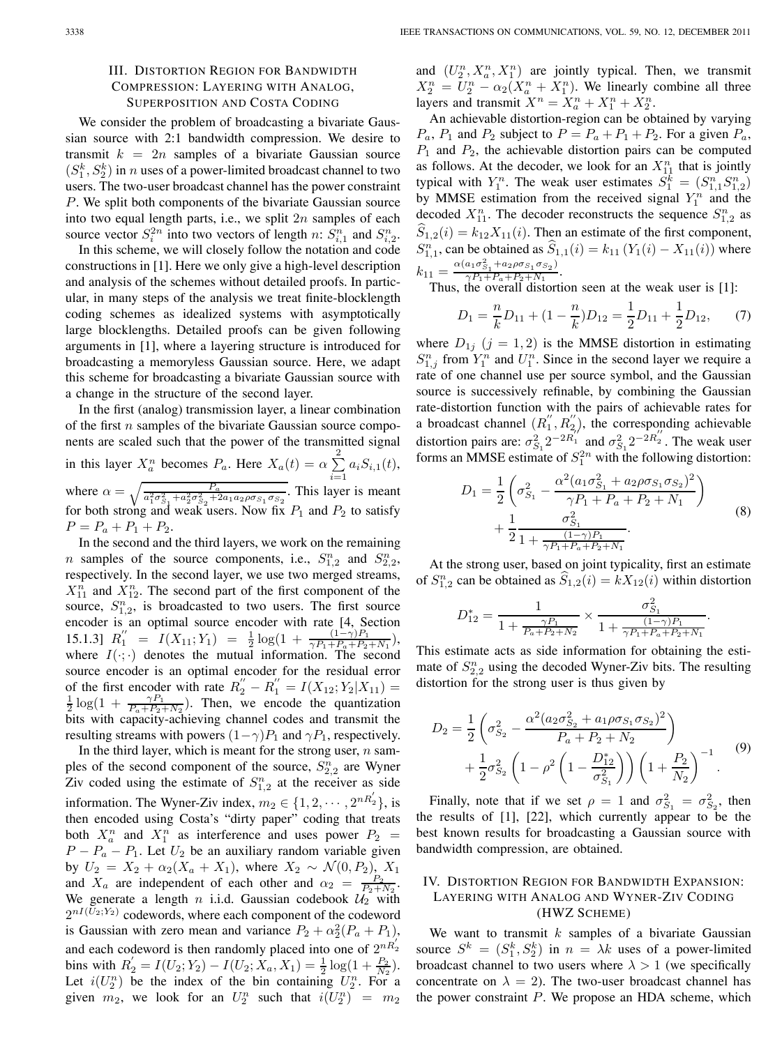## III. Distortion Region for Bandwidth Compression: Layering with Analog, Superposition and Costa Coding

We consider the problem of broadcasting a bivariate Gaussian source with 2:1 bandwidth compression. We desire to transmit $k = 2n$ samples of a bivariate Gaussian source $(S_1^k, S_2^k)$ in $n$ uses of a power-limited broadcast channel to two users. The two-user broadcast channel has the power constraint $P$. We split both components of the bivariate Gaussian source into two equal length parts, i.e., we split $2n$ samples of each source vector $S_i^{2n}$ into two vectors of length $n$: $S_{i,1}^n$ and $S_{i,2}^n$.

In this scheme, we will closely follow the notation and code constructions in [1]. Here we only give a high-level description and analysis of the schemes without detailed proofs. In particular, in many steps of the analysis we treat finite-blocklength coding schemes as idealized systems with asymptotically large blocklengths. Detailed proofs can be given following arguments in [1], where a layering structure is introduced for broadcasting a memoryless Gaussian source. Here, we adapt this scheme for broadcasting a bivariate Gaussian source with a change in the structure of the second layer.

In the first (analog) transmission layer, a linear combination of the first $n$ samples of the bivariate Gaussian source components are scaled such that the power of the transmitted signal in this layer $X_a^n$ becomes $P_a$. Here $X_a(t) = \alpha \sum_{i=1}^{2} a_i S_{i,1}(t)$, where $\alpha = \sqrt{\frac{P_a}{a_1^2\sigma_{S_1}^2 + a_2^2\sigma_{S_2}^2 + 2a_1a_2\rho\sigma_{S_1}\sigma_{S_2}}}$. This layer is meant for both strong and weak users. Now fix $P_1$ and $P_2$ to satisfy $P = P_a + P_1 + P_2$.

In the second and the third layers, we work on the remaining $n$ samples of the source components, i.e., $S_{1,2}^n$ and $S_{2,2}^n$, respectively. In the second layer, we use two merged streams, $X_{11}^n$ and $X_{12}^n$. The second part of the first component of the source, $S_{1,2}^n$, is broadcasted to two users. The first source encoder is an optimal source encoder with rate [4, Section 15.1.3] $R_1'' = I(X_{11}; Y_1) = \frac{1}{2}\log(1 + \frac{(1-\gamma)P_1}{\gamma P_1 + P_a + P_2 + N_1})$, where $I(\cdot;\cdot)$ denotes the mutual information. The second source encoder is an optimal encoder for the residual error of the first encoder with rate $R_2'' - R_1'' = I(X_{12}; Y_2|X_{11}) = \frac{1}{2}\log(1 + \frac{\gamma P_1}{P_a + P_2 + N_2})$. Then, we encode the quantization bits with capacity-achieving channel codes and transmit the resulting streams with powers $(1-\gamma)P_1$ and $\gamma P_1$, respectively.

In the third layer, which is meant for the strong user, $n$ samples of the second component of the source, $S_{2,2}^n$ are Wyner Ziv coded using the estimate of $S_{1,2}^n$ at the receiver as side information. The Wyner-Ziv index, $m_2 \in \{1, 2, \cdots, 2^{nR_2'}\}$, is then encoded using Costa's "dirty paper" coding that treats both $X_a^n$ and $X_1^n$ as interference and uses power $P_2 = P - P_a - P_1$. Let $U_2$ be an auxiliary random variable given by $U_2 = X_2 + \alpha_2(X_a + X_1)$, where $X_2 \sim \mathcal{N}(0, P_2)$, $X_1$ and $X_a$ are independent of each other and $\alpha_2 = \frac{P_2}{P_2 + N_2}$. We generate a length $n$ i.i.d. Gaussian codebook $\mathcal{U}_2$ with $2^{nI(U_2;Y_2)}$ codewords, where each component of the codeword is Gaussian with zero mean and variance $P_2 + \alpha_2^2(P_a + P_1)$, and each codeword is then randomly placed into one of $2^{nR_2'}$ bins with $R_2' = I(U_2; Y_2) - I(U_2; X_a, X_1) = \frac{1}{2}\log(1 + \frac{P_2}{N_2})$. Let $i(U_2^n)$ be the index of the bin containing $U_2^n$. For a given $m_2$, we look for an $U_2^n$ such that $i(U_2^n) = m_2$ and $(U_2^n, X_a^n, X_1^n)$ are jointly typical. Then, we transmit $X_2^n = U_2^n - \alpha_2(X_a^n + X_1^n)$. We linearly combine all three layers and transmit $X^n = X_a^n + X_1^n + X_2^n$.

An achievable distortion-region can be obtained by varying $P_a$, $P_1$ and $P_2$ subject to $P = P_a + P_1 + P_2$. For a given $P_a$, $P_1$ and $P_2$, the achievable distortion pairs can be computed as follows. At the decoder, we look for an $X_{11}^n$ that is jointly typical with $Y_1^n$. The weak user estimates $S_1^k = (S_{1,1}^n S_{1,2}^n)$ by MMSE estimation from the received signal $Y_1^n$ and the decoded $X_{11}^n$. The decoder reconstructs the sequence $S_{1,2}^n$ as $\widehat{S}_{1,2}(i) = k_{12}X_{11}(i)$. Then an estimate of the first component, $S_{1,1}^n$, can be obtained as $\widehat{S}_{1,1}(i) = k_{11}(Y_1(i) - X_{11}(i))$ where $k_{11} = \frac{\alpha(a_1\sigma_{S_1}^2 + a_2\rho\sigma_{S_1}\sigma_{S_2})}{\gamma P_1 + P_a + P_2 + N_1}$.

Thus, the overall distortion seen at the weak user is [1]:

$$D_1 = \frac{n}{k}D_{11} + (1 - \frac{n}{k})D_{12} = \frac{1}{2}D_{11} + \frac{1}{2}D_{12}, \tag{7}$$

where $D_{1j}$ $(j = 1, 2)$ is the MMSE distortion in estimating $S_{1,j}^n$ from $Y_1^n$ and $U_1^n$. Since in the second layer we require a rate of one channel use per source symbol, and the Gaussian source is successively refinable, by combining the Gaussian rate-distortion function with the pairs of achievable rates for a broadcast channel $(R_1'', R_2'')$, the corresponding achievable distortion pairs are: $\sigma_{S_1}^2 2^{-2R_1''}$ and $\sigma_{S_1}^2 2^{-2R_2''}$. The weak user forms an MMSE estimate of $S_1^{2n}$ with the following distortion:

$$D_1 = \frac{1}{2}\left(\sigma_{S_1}^2 - \frac{\alpha^2(a_1\sigma_{S_1}^2 + a_2\rho\sigma_{S_1}\sigma_{S_2})^2}{\gamma P_1 + P_a + P_2 + N_1}\right) + \frac{1}{2}\frac{\sigma_{S_1}^2}{1 + \frac{(1-\gamma)P_1}{\gamma P_1 + P_a + P_2 + N_1}}. \tag{8}$$

At the strong user, based on joint typicality, first an estimate of $S_{1,2}^n$ can be obtained as $\widehat{S}_{1,2}(i) = kX_{12}(i)$ within distortion

$$D_{12}^* = \frac{1}{1 + \frac{\gamma P_1}{P_a + P_2 + N_2}} \times \frac{\sigma_{S_1}^2}{1 + \frac{(1-\gamma)P_1}{\gamma P_1 + P_a + P_2 + N_1}}.$$

This estimate acts as side information for obtaining the estimate of $S_{2,2}^n$ using the decoded Wyner-Ziv bits. The resulting distortion for the strong user is thus given by

$$D_2 = \frac{1}{2}\left(\sigma_{S_2}^2 - \frac{\alpha^2(a_2\sigma_{S_2}^2 + a_1\rho\sigma_{S_1}\sigma_{S_2})^2}{P_a + P_2 + N_2}\right) + \frac{1}{2}\sigma_{S_2}^2\left(1 - \rho^2\left(1 - \frac{D_{12}^*}{\sigma_{S_1}^2}\right)\right)\left(1 + \frac{P_2}{N_2}\right)^{-1}. \tag{9}$$

Finally, note that if we set $\rho = 1$ and $\sigma_{S_1}^2 = \sigma_{S_2}^2$, then the results of [1], [22], which currently appear to be the best known results for broadcasting a Gaussian source with bandwidth compression, are obtained.

## IV. Distortion Region for Bandwidth Expansion: Layering with Analog and Wyner-Ziv Coding (HWZ Scheme)

We want to transmit $k$ samples of a bivariate Gaussian source $S^k = (S_1^k, S_2^k)$ in $n = \lambda k$ uses of a power-limited broadcast channel to two users where $\lambda > 1$ (we specifically concentrate on $\lambda = 2$). The two-user broadcast channel has the power constraint $P$. We propose an HDA scheme, which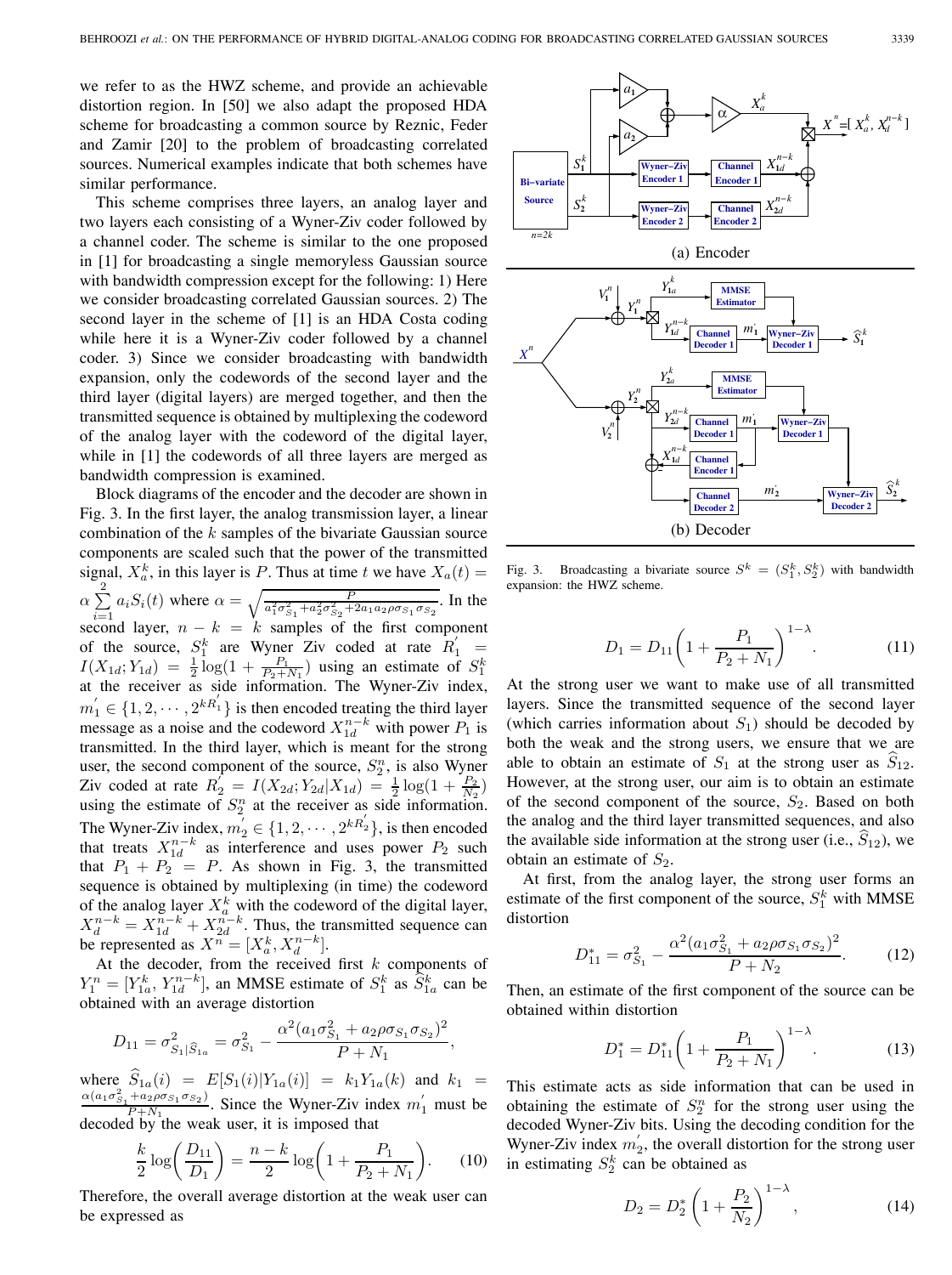we refer to as the HWZ scheme, and provide an achievable distortion region. In [50] we also adapt the proposed HDA scheme for broadcasting a common source by Reznic, Feder and Zamir [20] to the problem of broadcasting correlated sources. Numerical examples indicate that both schemes have similar performance.

This scheme comprises three layers, an analog layer and two layers each consisting of a Wyner-Ziv coder followed by a channel coder. The scheme is similar to the one proposed in [1] for broadcasting a single memoryless Gaussian source with bandwidth compression except for the following: 1) Here we consider broadcasting correlated Gaussian sources. 2) The second layer in the scheme of [1] is an HDA Costa coding while here it is a Wyner-Ziv coder followed by a channel coder. 3) Since we consider broadcasting with bandwidth expansion, only the codewords of the second layer and the third layer (digital layers) are merged together, and then the transmitted sequence is obtained by multiplexing the codeword of the analog layer with the codeword of the digital layer, while in [1] the codewords of all three layers are merged as bandwidth compression is examined.

Block diagrams of the encoder and the decoder are shown in Fig. 3. In the first layer, the analog transmission layer, a linear combination of the $k$ samples of the bivariate Gaussian source components are scaled such that the power of the transmitted signal, $X_a^k$, in this layer is $P$. Thus at time $t$ we have $X_a(t) = \alpha \sum_{i=1}^{2} a_i S_i(t)$ where $\alpha = \sqrt{\frac{P}{a_1^2\sigma_{S_1}^2 + a_2^2\sigma_{S_2}^2 + 2a_1a_2\rho\sigma_{S_1}\sigma_{S_2}}}$. In the second layer, $n-k = k$ samples of the first component of the source, $S_1^k$ are Wyner Ziv coded at rate $R_1^{'} = I(X_{1d}; Y_{1d}) = \frac{1}{2}\log(1 + \frac{P_1}{P_2+N_1})$ using an estimate of $S_1^k$ at the receiver as side information. The Wyner-Ziv index, $m_1^{'} \in \{1, 2, \cdots, 2^{kR_1^{'}}\}$ is then encoded treating the third layer message as a noise and the codeword $X_{1d}^{n-k}$ with power $P_1$ is transmitted. In the third layer, which is meant for the strong user, the second component of the source, $S_2^n$, is also Wyner Ziv coded at rate $R_2^{'} = I(X_{2d}; Y_{2d}|X_{1d}) = \frac{1}{2}\log(1 + \frac{P_2}{N_2})$ using the estimate of $S_2^n$ at the receiver as side information. The Wyner-Ziv index, $m_2^{'} \in \{1, 2, \cdots, 2^{kR_2^{'}}\}$, is then encoded that treats $X_{1d}^{n-k}$ as interference and uses power $P_2$ such that $P_1 + P_2 = P$. As shown in Fig. 3, the transmitted sequence is obtained by multiplexing (in time) the codeword of the analog layer $X_a^k$ with the codeword of the digital layer, $X_d^{n-k} = X_{1d}^{n-k} + X_{2d}^{n-k}$. Thus, the transmitted sequence can be represented as $X^n = [X_a^k, X_d^{n-k}]$.

At the decoder, from the received first $k$ components of $Y_1^n = [Y_{1a}^k, Y_{1d}^{n-k}]$, an MMSE estimate of $S_1^k$ as $\widehat{S}_{1a}^k$ can be obtained with an average distortion

$$D_{11} = \sigma^2_{S_1|\widehat{S}_{1a}} = \sigma^2_{S_1} - \frac{\alpha^2(a_1\sigma^2_{S_1} + a_2\rho\sigma_{S_1}\sigma_{S_2})^2}{P + N_1},$$

where $\widehat{S}_{1a}(i) = E[S_1(i)|Y_{1a}(i)] = k_1 Y_{1a}(k)$ and $k_1 = \frac{\alpha(a_1\sigma^2_{S_1} + a_2\rho\sigma_{S_1}\sigma_{S_2})}{P+N_1}$. Since the Wyner-Ziv index $m_1^{'}$ must be decoded by the weak user, it is imposed that

$$\frac{k}{2}\log\left(\frac{D_{11}}{D_1}\right) = \frac{n-k}{2}\log\left(1 + \frac{P_1}{P_2 + N_1}\right). \tag{10}$$

Therefore, the overall average distortion at the weak user can be expressed as

Fig. 3. Broadcasting a bivariate source $S^k = (S_1^k, S_2^k)$ with bandwidth expansion: the HWZ scheme. (a) Encoder (b) Decoder

$$D_1 = D_{11}\left(1 + \frac{P_1}{P_2 + N_1}\right)^{1-\lambda}. \tag{11}$$

At the strong user we want to make use of all transmitted layers. Since the transmitted sequence of the second layer (which carries information about $S_1$) should be decoded by both the weak and the strong users, we ensure that we are able to obtain an estimate of $S_1$ at the strong user as $\widehat{S}_{12}$. However, at the strong user, our aim is to obtain an estimate of the second component of the source, $S_2$. Based on both the analog and the third layer transmitted sequences, and also the available side information at the strong user (i.e., $\widehat{S}_{12}$), we obtain an estimate of $S_2$.

At first, from the analog layer, the strong user forms an estimate of the first component of the source, $S_1^k$ with MMSE distortion

$$D_{11}^* = \sigma^2_{S_1} - \frac{\alpha^2(a_1\sigma^2_{S_1} + a_2\rho\sigma_{S_1}\sigma_{S_2})^2}{P + N_2}. \tag{12}$$

Then, an estimate of the first component of the source can be obtained within distortion

$$D_1^* = D_{11}^*\left(1 + \frac{P_1}{P_2 + N_1}\right)^{1-\lambda}. \tag{13}$$

This estimate acts as side information that can be used in obtaining the estimate of $S_2^n$ for the strong user using the decoded Wyner-Ziv bits. Using the decoding condition for the Wyner-Ziv index $m_2^{'}$, the overall distortion for the strong user in estimating $S_2^k$ can be obtained as

$$D_2 = D_2^*\left(1 + \frac{P_2}{N_2}\right)^{1-\lambda}, \tag{14}$$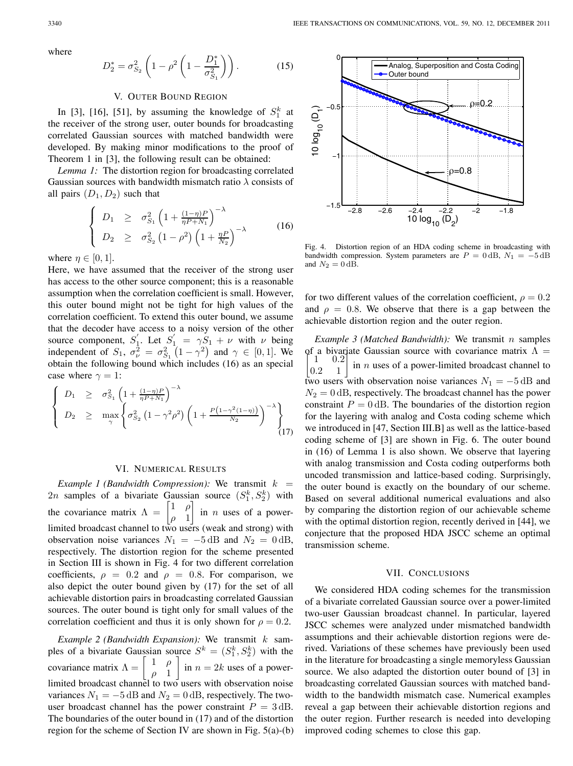where

$$D_2^* = \sigma_{S_2}^2 \left(1 - \rho^2 \left(1 - \frac{D_1^*}{\sigma_{S_1}^2}\right)\right). \tag{15}$$

## V. Outer Bound Region

In [3], [16], [51], by assuming the knowledge of $S_1^k$ at the receiver of the strong user, outer bounds for broadcasting correlated Gaussian sources with matched bandwidth were developed. By making minor modifications to the proof of Theorem 1 in [3], the following result can be obtained:

*Lemma 1:* The distortion region for broadcasting correlated Gaussian sources with bandwidth mismatch ratio $\lambda$ consists of all pairs $(D_1, D_2)$ such that

$$\begin{cases} D_1 & \geq & \sigma_{S_1}^2 \left(1 + \frac{(1-\eta)P}{\eta P + N_1}\right)^{-\lambda} \\ D_2 & \geq & \sigma_{S_2}^2 \left(1 - \rho^2\right) \left(1 + \frac{\eta P}{N_2}\right)^{-\lambda} \end{cases} \tag{16}$$

where $\eta \in [0, 1]$.

Here, we have assumed that the receiver of the strong user has access to the other source component; this is a reasonable assumption when the correlation coefficient is small. However, this outer bound might not be tight for high values of the correlation coefficient. To extend this outer bound, we assume that the decoder have access to a noisy version of the other source component, $S_1^{'}$. Let $S_1^{'} = \gamma S_1 + \nu$ with $\nu$ being independent of $S_1$, $\sigma_\nu^2 = \sigma_{S_1}^2 \left(1 - \gamma^2\right)$ and $\gamma \in [0, 1]$. We obtain the following bound which includes (16) as an special case where $\gamma = 1$:

$$\begin{cases} D_1 & \geq & \sigma_{S_1}^2 \left(1 + \frac{(1-\eta)P}{\eta P + N_1}\right)^{-\lambda} \\ D_2 & \geq & \max\limits_{\gamma} \left\{ \sigma_{S_2}^2 \left(1 - \gamma^2 \rho^2\right) \left(1 + \frac{P\left(1 - \gamma^2 (1-\eta)\right)}{N_2}\right)^{-\lambda} \right\} \end{cases} \tag{17}$$

## VI. Numerical Results

*Example 1 (Bandwidth Compression):* We transmit $k = 2n$ samples of a bivariate Gaussian source $(S_1^k, S_2^k)$ with the covariance matrix $\Lambda = \begin{bmatrix} 1 & \rho \\ \rho & 1 \end{bmatrix}$ in $n$ uses of a power-limited broadcast channel to two users (weak and strong) with observation noise variances $N_1 = -5\,\text{dB}$ and $N_2 = 0\,\text{dB}$, respectively. The distortion region for the scheme presented in Section III is shown in Fig. 4 for two different correlation coefficients, $\rho = 0.2$ and $\rho = 0.8$. For comparison, we also depict the outer bound given by (17) for the set of all achievable distortion pairs in broadcasting correlated Gaussian sources. The outer bound is tight only for small values of the correlation coefficient and thus it is only shown for $\rho = 0.2$.

*Example 2 (Bandwidth Expansion):* We transmit $k$ samples of a bivariate Gaussian source $S^k = (S_1^k, S_2^k)$ with the covariance matrix $\Lambda = \begin{bmatrix} 1 & \rho \\ \rho & 1 \end{bmatrix}$ in $n = 2k$ uses of a power-limited broadcast channel to two users with observation noise variances $N_1 = -5\,\text{dB}$ and $N_2 = 0\,\text{dB}$, respectively. The two-user broadcast channel has the power constraint $P = 3\,\text{dB}$. The boundaries of the outer bound in (17) and of the distortion region for the scheme of Section IV are shown in Fig. 5(a)-(b) for two different values of the correlation coefficient, $\rho = 0.2$ and $\rho = 0.8$. We observe that there is a gap between the achievable distortion region and the outer region.

Fig. 4. Distortion region of an HDA coding scheme in broadcasting with bandwidth compression. System parameters are $P = 0\,\text{dB}$, $N_1 = -5\,\text{dB}$ and $N_2 = 0\,\text{dB}$.

*Example 3 (Matched Bandwidth):* We transmit $n$ samples of a bivariate Gaussian source with covariance matrix $\Lambda = \begin{bmatrix} 1 & 0.2 \\ 0.2 & 1 \end{bmatrix}$ in $n$ uses of a power-limited broadcast channel to two users with observation noise variances $N_1 = -5\,\text{dB}$ and $N_2 = 0\,\text{dB}$, respectively. The broadcast channel has the power constraint $P = 0\,\text{dB}$. The boundaries of the distortion region for the layering with analog and Costa coding scheme which we introduced in [47, Section III.B] as well as the lattice-based coding scheme of [3] are shown in Fig. 6. The outer bound in (16) of Lemma 1 is also shown. We observe that layering with analog transmission and Costa coding outperforms both uncoded transmission and lattice-based coding. Surprisingly, the outer bound is exactly on the boundary of our scheme. Based on several additional numerical evaluations and also by comparing the distortion region of our achievable scheme with the optimal distortion region, recently derived in [44], we conjecture that the proposed HDA JSCC scheme an optimal transmission scheme.

## VII. Conclusions

We considered HDA coding schemes for the transmission of a bivariate correlated Gaussian source over a power-limited two-user Gaussian broadcast channel. In particular, layered JSCC schemes were analyzed under mismatched bandwidth assumptions and their achievable distortion regions were derived. Variations of these schemes have previously been used in the literature for broadcasting a single memoryless Gaussian source. We also adapted the distortion outer bound of [3] in broadcasting correlated Gaussian sources with matched bandwidth to the bandwidth mismatch case. Numerical examples reveal a gap between their achievable distortion regions and the outer region. Further research is needed into developing improved coding schemes to close this gap.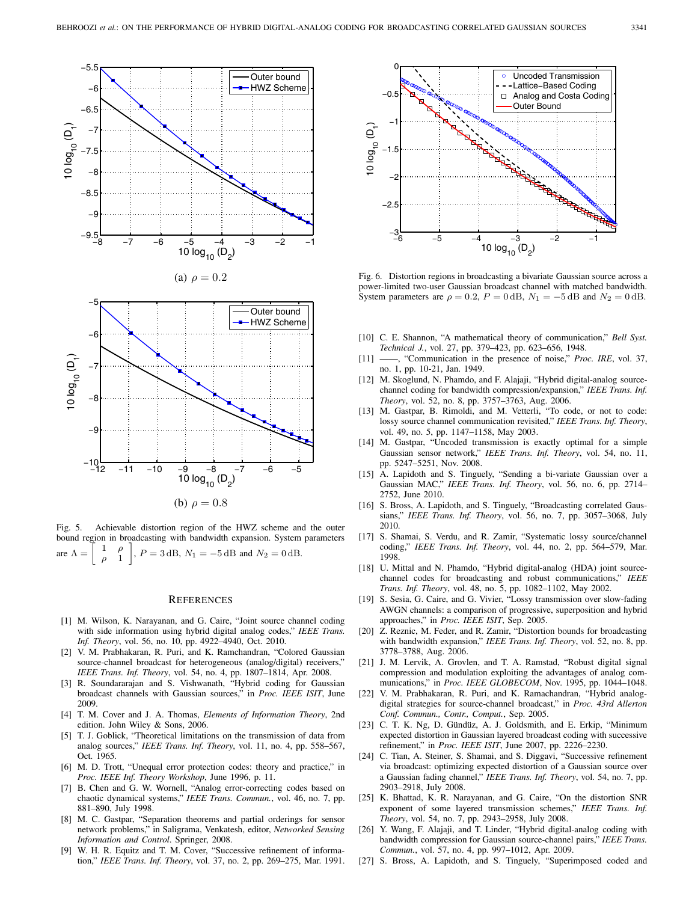(a) $\rho = 0.2$

(b) $\rho = 0.8$

Fig. 5. Achievable distortion region of the HWZ scheme and the outer bound region in broadcasting with bandwidth expansion. System parameters are $\Lambda = \begin{bmatrix} 1 & \rho \\ \rho & 1 \end{bmatrix}$, $P = 3\,\text{dB}$, $N_1 = -5\,\text{dB}$ and $N_2 = 0\,\text{dB}$.

Fig. 6. Distortion regions in broadcasting a bivariate Gaussian source across a power-limited two-user Gaussian broadcast channel with matched bandwidth. System parameters are $\rho = 0.2$, $P = 0\,\text{dB}$, $N_1 = -5\,\text{dB}$ and $N_2 = 0\,\text{dB}$.

## References

[1] M. Wilson, K. Narayanan, and G. Caire, "Joint source channel coding with side information using hybrid digital analog codes," *IEEE Trans. Inf. Theory*, vol. 56, no. 10, pp. 4922–4940, Oct. 2010.

[2] V. M. Prabhakaran, R. Puri, and K. Ramchandran, "Colored Gaussian source-channel broadcast for heterogeneous (analog/digital) receivers," *IEEE Trans. Inf. Theory*, vol. 54, no. 4, pp. 1807–1814, Apr. 2008.

[3] R. Soundararajan and S. Vishwanath, "Hybrid coding for Gaussian broadcast channels with Gaussian sources," in *Proc. IEEE ISIT*, June 2009.

[4] T. M. Cover and J. A. Thomas, *Elements of Information Theory*, 2nd edition. John Wiley & Sons, 2006.

[5] T. J. Goblick, "Theoretical limitations on the transmission of data from analog sources," *IEEE Trans. Inf. Theory*, vol. 11, no. 4, pp. 558–567, Oct. 1965.

[6] M. D. Trott, "Unequal error protection codes: theory and practice," in *Proc. IEEE Inf. Theory Workshop*, June 1996, p. 11.

[7] B. Chen and G. W. Wornell, "Analog error-correcting codes based on chaotic dynamical systems," *IEEE Trans. Commun.*, vol. 46, no. 7, pp. 881–890, July 1998.

[8] M. C. Gastpar, "Separation theorems and partial orderings for sensor network problems," in Saligrama, Venkatesh, editor, *Networked Sensing Information and Control*. Springer, 2008.

[9] W. H. R. Equitz and T. M. Cover, "Successive refinement of information," *IEEE Trans. Inf. Theory*, vol. 37, no. 2, pp. 269–275, Mar. 1991.

[10] C. E. Shannon, "A mathematical theory of communication," *Bell Syst. Technical J.*, vol. 27, pp. 379–423, pp. 623–656, 1948.

[11] ——, "Communication in the presence of noise," *Proc. IRE*, vol. 37, no. 1, pp. 10-21, Jan. 1949.

[12] M. Skoglund, N. Phamdo, and F. Alajaji, "Hybrid digital-analog source-channel coding for bandwidth compression/expansion," *IEEE Trans. Inf. Theory*, vol. 52, no. 8, pp. 3757–3763, Aug. 2006.

[13] M. Gastpar, B. Rimoldi, and M. Vetterli, "To code, or not to code: lossy source channel communication revisited," *IEEE Trans. Inf. Theory*, vol. 49, no. 5, pp. 1147–1158, May 2003.

[14] M. Gastpar, "Uncoded transmission is exactly optimal for a simple Gaussian sensor network," *IEEE Trans. Inf. Theory*, vol. 54, no. 11, pp. 5247–5251, Nov. 2008.

[15] A. Lapidoth and S. Tinguely, "Sending a bi-variate Gaussian over a Gaussian MAC," *IEEE Trans. Inf. Theory*, vol. 56, no. 6, pp. 2714–2752, June 2010.

[16] S. Bross, A. Lapidoth, and S. Tinguely, "Broadcasting correlated Gaussians," *IEEE Trans. Inf. Theory*, vol. 56, no. 7, pp. 3057–3068, July 2010.

[17] S. Shamai, S. Verdu, and R. Zamir, "Systematic lossy source/channel coding," *IEEE Trans. Inf. Theory*, vol. 44, no. 2, pp. 564–579, Mar. 1998.

[18] U. Mittal and N. Phamdo, "Hybrid digital-analog (HDA) joint source-channel codes for broadcasting and robust communications," *IEEE Trans. Inf. Theory*, vol. 48, no. 5, pp. 1082–1102, May 2002.

[19] S. Sesia, G. Caire, and G. Vivier, "Lossy transmission over slow-fading AWGN channels: a comparison of progressive, superposition and hybrid approaches," in *Proc. IEEE ISIT*, Sep. 2005.

[20] Z. Reznic, M. Feder, and R. Zamir, "Distortion bounds for broadcasting with bandwidth expansion," *IEEE Trans. Inf. Theory*, vol. 52, no. 8, pp. 3778–3788, Aug. 2006.

[21] J. M. Lervik, A. Grovlen, and T. A. Ramstad, "Robust digital signal compression and modulation exploiting the advantages of analog communications," in *Proc. IEEE GLOBECOM*, Nov. 1995, pp. 1044–1048.

[22] V. M. Prabhakaran, R. Puri, and K. Ramachandran, "Hybrid analog-digital strategies for source-channel broadcast," in *Proc. 43rd Allerton Conf. Commun., Contr., Comput.*, Sep. 2005.

[23] C. T. K. Ng, D. Gündüz, A. J. Goldsmith, and E. Erkip, "Minimum expected distortion in Gaussian layered broadcast coding with successive refinement," in *Proc. IEEE ISIT*, June 2007, pp. 2226–2230.

[24] C. Tian, A. Steiner, S. Shamai, and S. Diggavi, "Successive refinement via broadcast: optimizing expected distortion of a Gaussian source over a Gaussian fading channel," *IEEE Trans. Inf. Theory*, vol. 54, no. 7, pp. 2903–2918, July 2008.

[25] K. Bhattad, K. R. Narayanan, and G. Caire, "On the distortion SNR exponent of some layered transmission schemes," *IEEE Trans. Inf. Theory*, vol. 54, no. 7, pp. 2943–2958, July 2008.

[26] Y. Wang, F. Alajaji, and T. Linder, "Hybrid digital-analog coding with bandwidth compression for Gaussian source-channel pairs," *IEEE Trans. Commun.*, vol. 57, no. 4, pp. 997–1012, Apr. 2009.

[27] S. Bross, A. Lapidoth, and S. Tinguely, "Superimposed coded and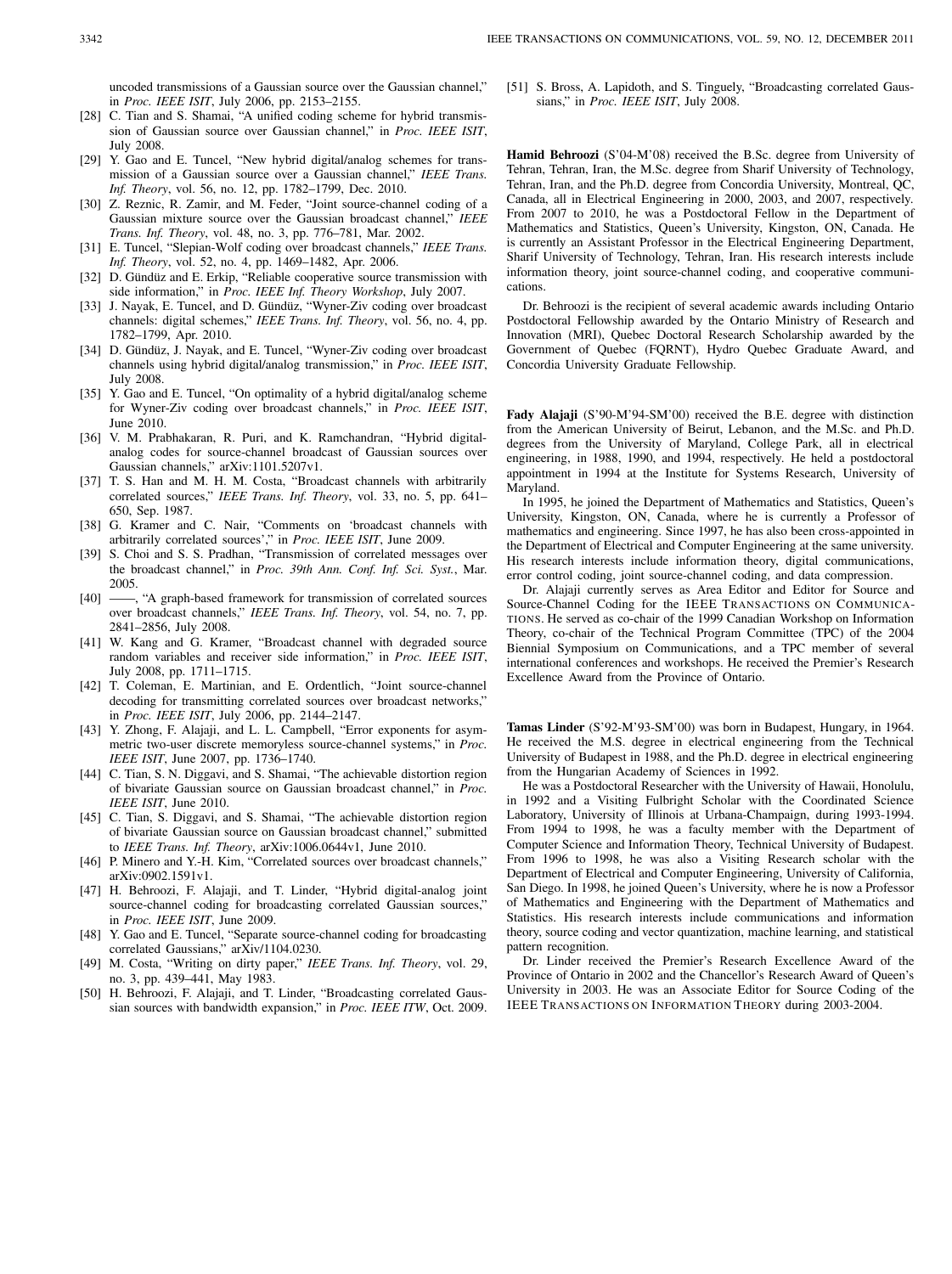uncoded transmissions of a Gaussian source over the Gaussian channel," in *Proc. IEEE ISIT*, July 2006, pp. 2153–2155.

[28] C. Tian and S. Shamai, "A unified coding scheme for hybrid transmission of Gaussian source over Gaussian channel," in *Proc. IEEE ISIT*, July 2008.

[29] Y. Gao and E. Tuncel, "New hybrid digital/analog schemes for transmission of a Gaussian source over a Gaussian channel," *IEEE Trans. Inf. Theory*, vol. 56, no. 12, pp. 1782–1799, Dec. 2010.

[30] Z. Reznic, R. Zamir, and M. Feder, "Joint source-channel coding of a Gaussian mixture source over the Gaussian broadcast channel," *IEEE Trans. Inf. Theory*, vol. 48, no. 3, pp. 776–781, Mar. 2002.

[31] E. Tuncel, "Slepian-Wolf coding over broadcast channels," *IEEE Trans. Inf. Theory*, vol. 52, no. 4, pp. 1469–1482, Apr. 2006.

[32] D. Gündüz and E. Erkip, "Reliable cooperative source transmission with side information," in *Proc. IEEE Inf. Theory Workshop*, July 2007.

[33] J. Nayak, E. Tuncel, and D. Gündüz, "Wyner-Ziv coding over broadcast channels: digital schemes," *IEEE Trans. Inf. Theory*, vol. 56, no. 4, pp. 1782–1799, Apr. 2010.

[34] D. Gündüz, J. Nayak, and E. Tuncel, "Wyner-Ziv coding over broadcast channels using hybrid digital/analog transmission," in *Proc. IEEE ISIT*, July 2008.

[35] Y. Gao and E. Tuncel, "On optimality of a hybrid digital/analog scheme for Wyner-Ziv coding over broadcast channels," in *Proc. IEEE ISIT*, June 2010.

[36] V. M. Prabhakaran, R. Puri, and K. Ramchandran, "Hybrid digital-analog codes for source-channel broadcast of Gaussian sources over Gaussian channels," arXiv:1101.5207v1.

[37] T. S. Han and M. H. M. Costa, "Broadcast channels with arbitrarily correlated sources," *IEEE Trans. Inf. Theory*, vol. 33, no. 5, pp. 641–650, Sep. 1987.

[38] G. Kramer and C. Nair, "Comments on 'broadcast channels with arbitrarily correlated sources'," in *Proc. IEEE ISIT*, June 2009.

[39] S. Choi and S. S. Pradhan, "Transmission of correlated messages over the broadcast channel," in *Proc. 39th Ann. Conf. Inf. Sci. Syst.*, Mar. 2005.

[40] ——, "A graph-based framework for transmission of correlated sources over broadcast channels," *IEEE Trans. Inf. Theory*, vol. 54, no. 7, pp. 2841–2856, July 2008.

[41] W. Kang and G. Kramer, "Broadcast channel with degraded source random variables and receiver side information," in *Proc. IEEE ISIT*, July 2008, pp. 1711–1715.

[42] T. Coleman, E. Martinian, and E. Ordentlich, "Joint source-channel decoding for transmitting correlated sources over broadcast networks," in *Proc. IEEE ISIT*, July 2006, pp. 2144–2147.

[43] Y. Zhong, F. Alajaji, and L. L. Campbell, "Error exponents for asymmetric two-user discrete memoryless source-channel systems," in *Proc. IEEE ISIT*, June 2007, pp. 1736–1740.

[44] C. Tian, S. N. Diggavi, and S. Shamai, "The achievable distortion region of bivariate Gaussian source on Gaussian broadcast channel," in *Proc. IEEE ISIT*, June 2010.

[45] C. Tian, S. Diggavi, and S. Shamai, "The achievable distortion region of bivariate Gaussian source on Gaussian broadcast channel," submitted to *IEEE Trans. Inf. Theory*, arXiv:1006.0644v1, June 2010.

[46] P. Minero and Y.-H. Kim, "Correlated sources over broadcast channels," arXiv:0902.1591v1.

[47] H. Behroozi, F. Alajaji, and T. Linder, "Hybrid digital-analog joint source-channel coding for broadcasting correlated Gaussian sources," in *Proc. IEEE ISIT*, June 2009.

[48] Y. Gao and E. Tuncel, "Separate source-channel coding for broadcasting correlated Gaussians," arXiv/1104.0230.

[49] M. Costa, "Writing on dirty paper," *IEEE Trans. Inf. Theory*, vol. 29, no. 3, pp. 439–441, May 1983.

[50] H. Behroozi, F. Alajaji, and T. Linder, "Broadcasting correlated Gaussian sources with bandwidth expansion," in *Proc. IEEE ITW*, Oct. 2009.

[51] S. Bross, A. Lapidoth, and S. Tinguely, "Broadcasting correlated Gaussians," in *Proc. IEEE ISIT*, July 2008.

**Hamid Behroozi** (S'04-M'08) received the B.Sc. degree from University of Tehran, Tehran, Iran, the M.Sc. degree from Sharif University of Technology, Tehran, Iran, and the Ph.D. degree from Concordia University, Montreal, QC, Canada, all in Electrical Engineering in 2000, 2003, and 2007, respectively. From 2007 to 2010, he was a Postdoctoral Fellow in the Department of Mathematics and Statistics, Queen's University, Kingston, ON, Canada. He is currently an Assistant Professor in the Electrical Engineering Department, Sharif University of Technology, Tehran, Iran. His research interests include information theory, joint source-channel coding, and cooperative communications.

Dr. Behroozi is the recipient of several academic awards including Ontario Postdoctoral Fellowship awarded by the Ontario Ministry of Research and Innovation (MRI), Quebec Doctoral Research Scholarship awarded by the Government of Quebec (FQRNT), Hydro Quebec Graduate Award, and Concordia University Graduate Fellowship.

**Fady Alajaji** (S'90-M'94-SM'00) received the B.E. degree with distinction from the American University of Beirut, Lebanon, and the M.Sc. and Ph.D. degrees from the University of Maryland, College Park, all in electrical engineering, in 1988, 1990, and 1994, respectively. He held a postdoctoral appointment in 1994 at the Institute for Systems Research, University of Maryland.

In 1995, he joined the Department of Mathematics and Statistics, Queen's University, Kingston, ON, Canada, where he is currently a Professor of mathematics and engineering. Since 1997, he has also been cross-appointed in the Department of Electrical and Computer Engineering at the same university. His research interests include information theory, digital communications, error control coding, joint source-channel coding, and data compression.

Dr. Alajaji currently serves as Area Editor and Editor for Source and Source-Channel Coding for the IEEE TRANSACTIONS ON COMMUNICATIONS. He served as co-chair of the 1999 Canadian Workshop on Information Theory, co-chair of the Technical Program Committee (TPC) of the 2004 Biennial Symposium on Communications, and a TPC member of several international conferences and workshops. He received the Premier's Research Excellence Award from the Province of Ontario.

**Tamas Linder** (S'92-M'93-SM'00) was born in Budapest, Hungary, in 1964. He received the M.S. degree in electrical engineering from the Technical University of Budapest in 1988, and the Ph.D. degree in electrical engineering from the Hungarian Academy of Sciences in 1992.

He was a Postdoctoral Researcher with the University of Hawaii, Honolulu, in 1992 and a Visiting Fulbright Scholar with the Coordinated Science Laboratory, University of Illinois at Urbana-Champaign, during 1993-1994. From 1994 to 1998, he was a faculty member with the Department of Computer Science and Information Theory, Technical University of Budapest. From 1996 to 1998, he was also a Visiting Research scholar with the Department of Electrical and Computer Engineering, University of California, San Diego. In 1998, he joined Queen's University, where he is now a Professor of Mathematics and Engineering with the Department of Mathematics and Statistics. His research interests include communications and information theory, source coding and vector quantization, machine learning, and statistical pattern recognition.

Dr. Linder received the Premier's Research Excellence Award of the Province of Ontario in 2002 and the Chancellor's Research Award of Queen's University in 2003. He was an Associate Editor for Source Coding of the IEEE TRANSACTIONS ON INFORMATION THEORY during 2003-2004.